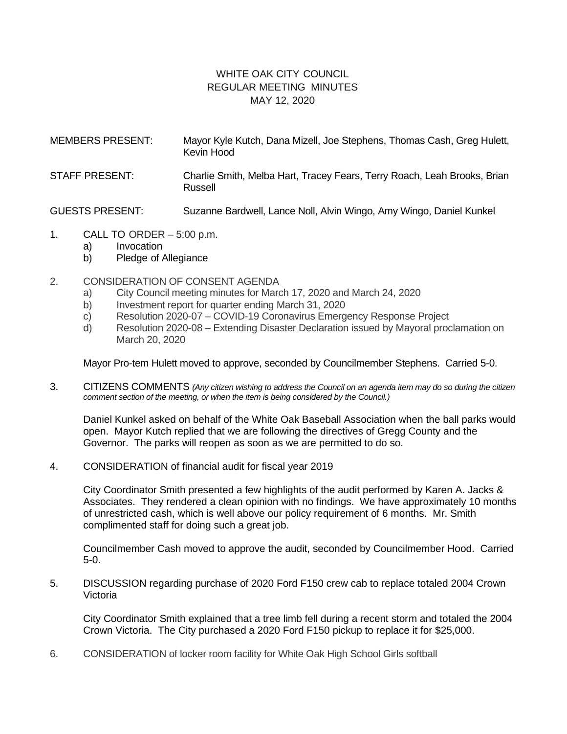# WHITE OAK CITY COUNCIL
## REGULAR MEETING MINUTES
## MAY 12, 2020

MEMBERS PRESENT: Mayor Kyle Kutch, Dana Mizell, Joe Stephens, Thomas Cash, Greg Hulett, Kevin Hood

STAFF PRESENT: Charlie Smith, Melba Hart, Tracey Fears, Terry Roach, Leah Brooks, Brian Russell

GUESTS PRESENT: Suzanne Bardwell, Lance Noll, Alvin Wingo, Amy Wingo, Daniel Kunkel

1. CALL TO ORDER – 5:00 p.m.
   a) Invocation
   b) Pledge of Allegiance

2. CONSIDERATION OF CONSENT AGENDA
   a) City Council meeting minutes for March 17, 2020 and March 24, 2020
   b) Investment report for quarter ending March 31, 2020
   c) Resolution 2020-07 – COVID-19 Coronavirus Emergency Response Project
   d) Resolution 2020-08 – Extending Disaster Declaration issued by Mayoral proclamation on March 20, 2020

   Mayor Pro-tem Hulett moved to approve, seconded by Councilmember Stephens. Carried 5-0.

3. CITIZENS COMMENTS *(Any citizen wishing to address the Council on an agenda item may do so during the citizen comment section of the meeting, or when the item is being considered by the Council.)*

   Daniel Kunkel asked on behalf of the White Oak Baseball Association when the ball parks would open. Mayor Kutch replied that we are following the directives of Gregg County and the Governor. The parks will reopen as soon as we are permitted to do so.

4. CONSIDERATION of financial audit for fiscal year 2019

   City Coordinator Smith presented a few highlights of the audit performed by Karen A. Jacks & Associates. They rendered a clean opinion with no findings. We have approximately 10 months of unrestricted cash, which is well above our policy requirement of 6 months. Mr. Smith complimented staff for doing such a great job.

   Councilmember Cash moved to approve the audit, seconded by Councilmember Hood. Carried 5-0.

5. DISCUSSION regarding purchase of 2020 Ford F150 crew cab to replace totaled 2004 Crown Victoria

   City Coordinator Smith explained that a tree limb fell during a recent storm and totaled the 2004 Crown Victoria. The City purchased a 2020 Ford F150 pickup to replace it for $25,000.

6. CONSIDERATION of locker room facility for White Oak High School Girls softball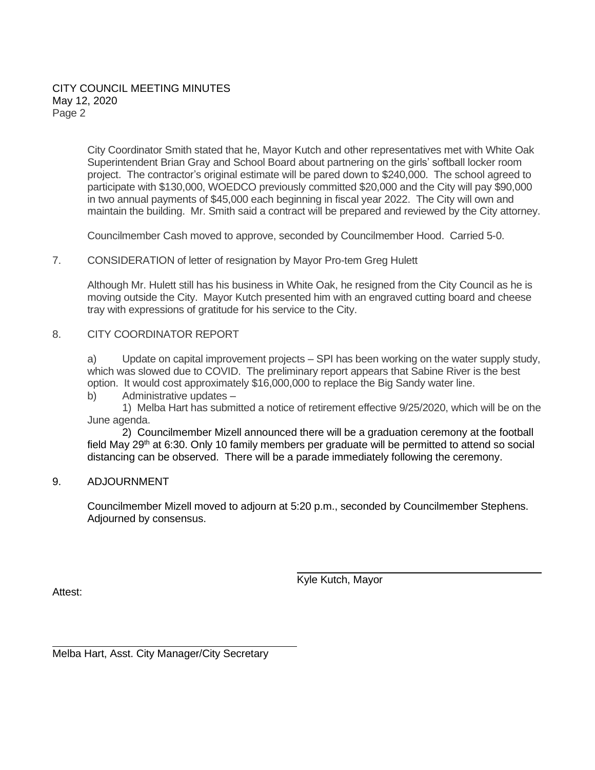City Coordinator Smith stated that he, Mayor Kutch and other representatives met with White Oak Superintendent Brian Gray and School Board about partnering on the girls' softball locker room project. The contractor's original estimate will be pared down to $240,000. The school agreed to participate with $130,000, WOEDCO previously committed $20,000 and the City will pay $90,000 in two annual payments of $45,000 each beginning in fiscal year 2022. The City will own and maintain the building. Mr. Smith said a contract will be prepared and reviewed by the City attorney.

Councilmember Cash moved to approve, seconded by Councilmember Hood. Carried 5-0.

7. CONSIDERATION of letter of resignation by Mayor Pro-tem Greg Hulett

Although Mr. Hulett still has his business in White Oak, he resigned from the City Council as he is moving outside the City. Mayor Kutch presented him with an engraved cutting board and cheese tray with expressions of gratitude for his service to the City.

8. CITY COORDINATOR REPORT

a) Update on capital improvement projects – SPI has been working on the water supply study, which was slowed due to COVID. The preliminary report appears that Sabine River is the best option. It would cost approximately $16,000,000 to replace the Big Sandy water line.

b) Administrative updates –

1) Melba Hart has submitted a notice of retirement effective 9/25/2020, which will be on the June agenda.

2) Councilmember Mizell announced there will be a graduation ceremony at the football field May 29th at 6:30. Only 10 family members per graduate will be permitted to attend so social distancing can be observed. There will be a parade immediately following the ceremony.

9. ADJOURNMENT

Councilmember Mizell moved to adjourn at 5:20 p.m., seconded by Councilmember Stephens. Adjourned by consensus.

\_\_\_\_\_\_\_\_\_\_\_\_\_\_\_\_\_\_\_\_\_\_\_\_\_\_\_\_\_\_\_\_\_\_\_\_

Kyle Kutch, Mayor

Attest:

\_\_\_\_\_\_\_\_\_\_\_\_\_\_\_\_\_\_\_\_\_\_\_\_\_\_\_\_\_\_\_\_\_\_\_\_

Melba Hart, Asst. City Manager/City Secretary